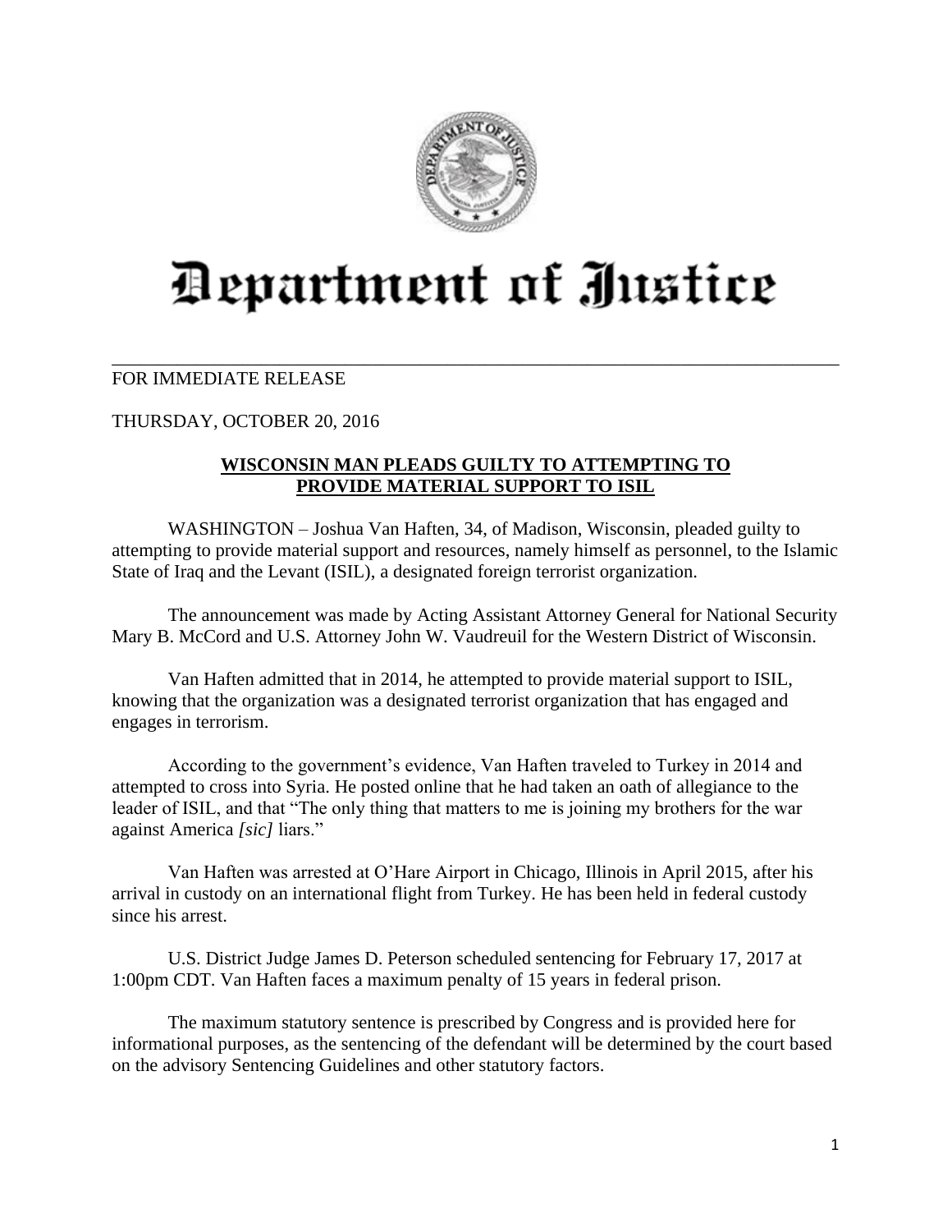# Department of Justice

---

FOR IMMEDIATE RELEASE

THURSDAY, OCTOBER 20, 2016

## WISCONSIN MAN PLEADS GUILTY TO ATTEMPTING TO PROVIDE MATERIAL SUPPORT TO ISIL

WASHINGTON – Joshua Van Haften, 34, of Madison, Wisconsin, pleaded guilty to attempting to provide material support and resources, namely himself as personnel, to the Islamic State of Iraq and the Levant (ISIL), a designated foreign terrorist organization.

The announcement was made by Acting Assistant Attorney General for National Security Mary B. McCord and U.S. Attorney John W. Vaudreuil for the Western District of Wisconsin.

Van Haften admitted that in 2014, he attempted to provide material support to ISIL, knowing that the organization was a designated terrorist organization that has engaged and engages in terrorism.

According to the government's evidence, Van Haften traveled to Turkey in 2014 and attempted to cross into Syria. He posted online that he had taken an oath of allegiance to the leader of ISIL, and that "The only thing that matters to me is joining my brothers for the war against America *[sic]* liars."

Van Haften was arrested at O'Hare Airport in Chicago, Illinois in April 2015, after his arrival in custody on an international flight from Turkey. He has been held in federal custody since his arrest.

U.S. District Judge James D. Peterson scheduled sentencing for February 17, 2017 at 1:00pm CDT. Van Haften faces a maximum penalty of 15 years in federal prison.

The maximum statutory sentence is prescribed by Congress and is provided here for informational purposes, as the sentencing of the defendant will be determined by the court based on the advisory Sentencing Guidelines and other statutory factors.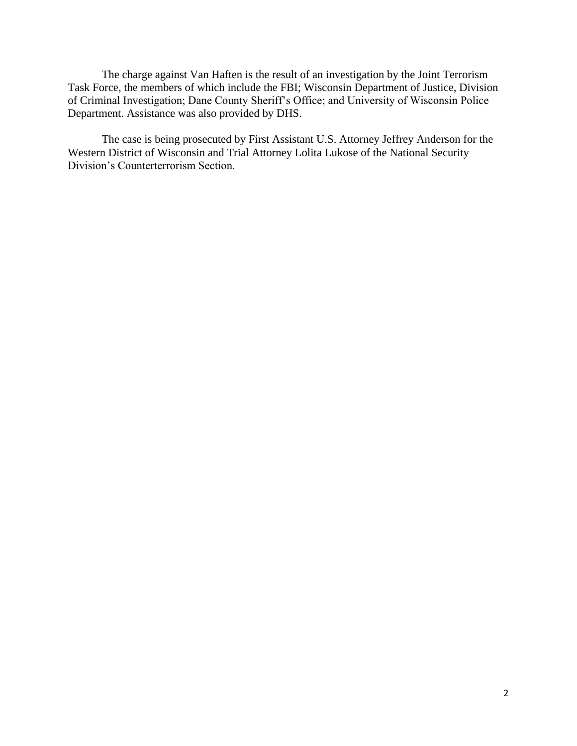The charge against Van Haften is the result of an investigation by the Joint Terrorism Task Force, the members of which include the FBI; Wisconsin Department of Justice, Division of Criminal Investigation; Dane County Sheriff's Office; and University of Wisconsin Police Department. Assistance was also provided by DHS.

The case is being prosecuted by First Assistant U.S. Attorney Jeffrey Anderson for the Western District of Wisconsin and Trial Attorney Lolita Lukose of the National Security Division's Counterterrorism Section.